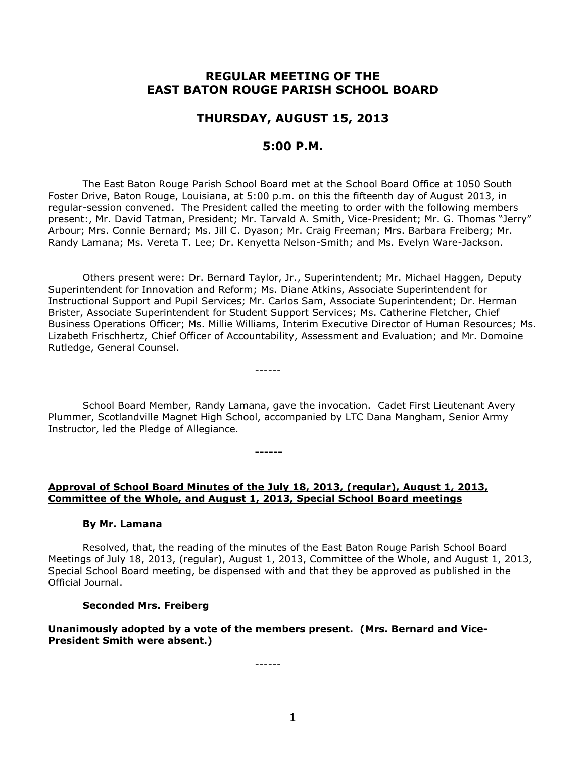# REGULAR MEETING OF THE EAST BATON ROUGE PARISH SCHOOL BOARD

## THURSDAY, AUGUST 15, 2013

## 5:00 P.M.

The East Baton Rouge Parish School Board met at the School Board Office at 1050 South Foster Drive, Baton Rouge, Louisiana, at 5:00 p.m. on this the fifteenth day of August 2013, in regular-session convened. The President called the meeting to order with the following members present:, Mr. David Tatman, President; Mr. Tarvald A. Smith, Vice-President; Mr. G. Thomas "Jerry" Arbour; Mrs. Connie Bernard; Ms. Jill C. Dyason; Mr. Craig Freeman; Mrs. Barbara Freiberg; Mr. Randy Lamana; Ms. Vereta T. Lee; Dr. Kenyetta Nelson-Smith; and Ms. Evelyn Ware-Jackson.

Others present were: Dr. Bernard Taylor, Jr., Superintendent; Mr. Michael Haggen, Deputy Superintendent for Innovation and Reform; Ms. Diane Atkins, Associate Superintendent for Instructional Support and Pupil Services; Mr. Carlos Sam, Associate Superintendent; Dr. Herman Brister, Associate Superintendent for Student Support Services; Ms. Catherine Fletcher, Chief Business Operations Officer; Ms. Millie Williams, Interim Executive Director of Human Resources; Ms. Lizabeth Frischhertz, Chief Officer of Accountability, Assessment and Evaluation; and Mr. Domoine Rutledge, General Counsel.

------

School Board Member, Randy Lamana, gave the invocation. Cadet First Lieutenant Avery Plummer, Scotlandville Magnet High School, accompanied by LTC Dana Mangham, Senior Army Instructor, led the Pledge of Allegiance.

**------**

**Approval of School Board Minutes of the July 18, 2013, (regular), August 1, 2013, Committee of the Whole, and August 1, 2013, Special School Board meetings**

**By Mr. Lamana**

Resolved, that, the reading of the minutes of the East Baton Rouge Parish School Board Meetings of July 18, 2013, (regular), August 1, 2013, Committee of the Whole, and August 1, 2013, Special School Board meeting, be dispensed with and that they be approved as published in the Official Journal.

**Seconded Mrs. Freiberg**

**Unanimously adopted by a vote of the members present. (Mrs. Bernard and Vice-President Smith were absent.)**

------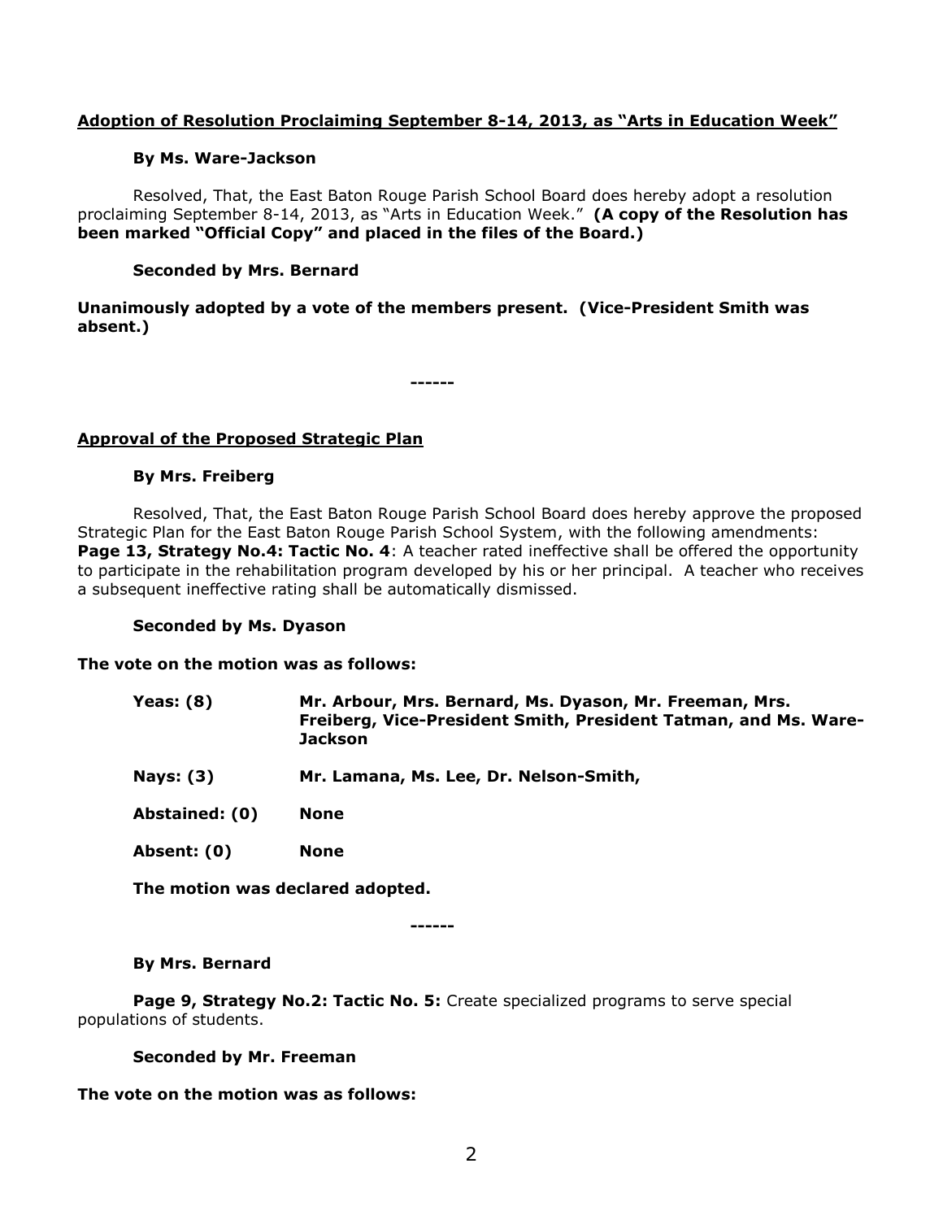**<u>Adoption of Resolution Proclaiming September 8-14, 2013, as "Arts in Education Week"</u>**

**By Ms. Ware-Jackson**

Resolved, That, the East Baton Rouge Parish School Board does hereby adopt a resolution proclaiming September 8-14, 2013, as "Arts in Education Week." **(A copy of the Resolution has been marked "Official Copy" and placed in the files of the Board.)**

**Seconded by Mrs. Bernard**

**Unanimously adopted by a vote of the members present. (Vice-President Smith was absent.)**

------

**<u>Approval of the Proposed Strategic Plan</u>**

**By Mrs. Freiberg**

Resolved, That, the East Baton Rouge Parish School Board does hereby approve the proposed Strategic Plan for the East Baton Rouge Parish School System, with the following amendments: **Page 13, Strategy No.4: Tactic No. 4**: A teacher rated ineffective shall be offered the opportunity to participate in the rehabilitation program developed by his or her principal. A teacher who receives a subsequent ineffective rating shall be automatically dismissed.

**Seconded by Ms. Dyason**

**The vote on the motion was as follows:**

| | |
|---|---|
| **Yeas: (8)** | **Mr. Arbour, Mrs. Bernard, Ms. Dyason, Mr. Freeman, Mrs. Freiberg, Vice-President Smith, President Tatman, and Ms. Ware-Jackson** |
| **Nays: (3)** | **Mr. Lamana, Ms. Lee, Dr. Nelson-Smith,** |
| **Abstained: (0)** | **None** |
| **Absent: (0)** | **None** |

**The motion was declared adopted.**

------

**By Mrs. Bernard**

**Page 9, Strategy No.2: Tactic No. 5:** Create specialized programs to serve special populations of students.

**Seconded by Mr. Freeman**

**The vote on the motion was as follows:**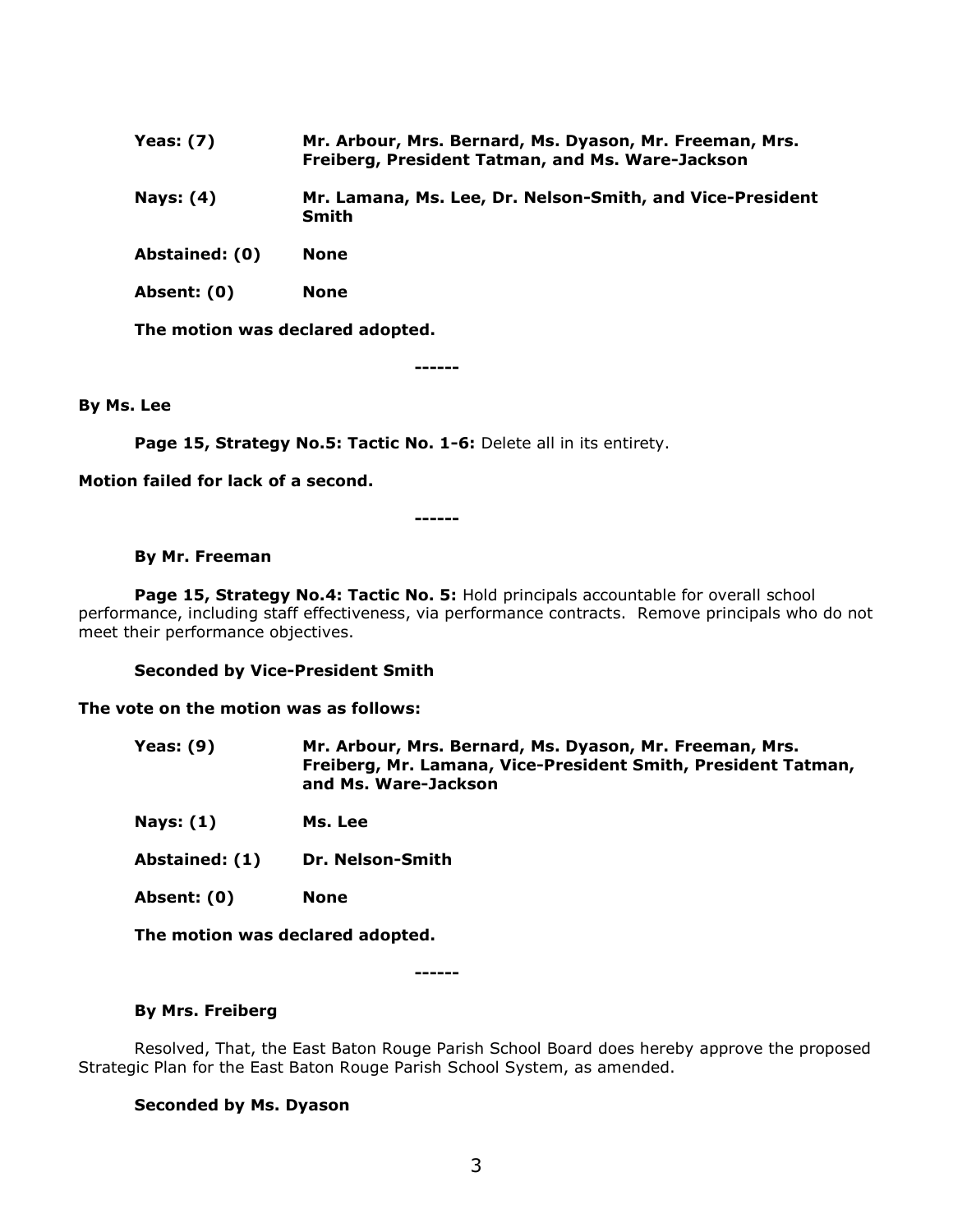**Yeas: (7)** **Mr. Arbour, Mrs. Bernard, Ms. Dyason, Mr. Freeman, Mrs. Freiberg, President Tatman, and Ms. Ware-Jackson**

**Nays: (4)** **Mr. Lamana, Ms. Lee, Dr. Nelson-Smith, and Vice-President Smith**

**Abstained: (0)** **None**

**Absent: (0)** **None**

**The motion was declared adopted.**

------

**By Ms. Lee**

**Page 15, Strategy No.5: Tactic No. 1-6:** Delete all in its entirety.

**Motion failed for lack of a second.**

------

**By Mr. Freeman**

**Page 15, Strategy No.4: Tactic No. 5:** Hold principals accountable for overall school performance, including staff effectiveness, via performance contracts. Remove principals who do not meet their performance objectives.

**Seconded by Vice-President Smith**

**The vote on the motion was as follows:**

**Yeas: (9)** **Mr. Arbour, Mrs. Bernard, Ms. Dyason, Mr. Freeman, Mrs. Freiberg, Mr. Lamana, Vice-President Smith, President Tatman, and Ms. Ware-Jackson**

**Nays: (1)** **Ms. Lee**

**Abstained: (1)** **Dr. Nelson-Smith**

**Absent: (0)** **None**

**The motion was declared adopted.**

------

**By Mrs. Freiberg**

Resolved, That, the East Baton Rouge Parish School Board does hereby approve the proposed Strategic Plan for the East Baton Rouge Parish School System, as amended.

**Seconded by Ms. Dyason**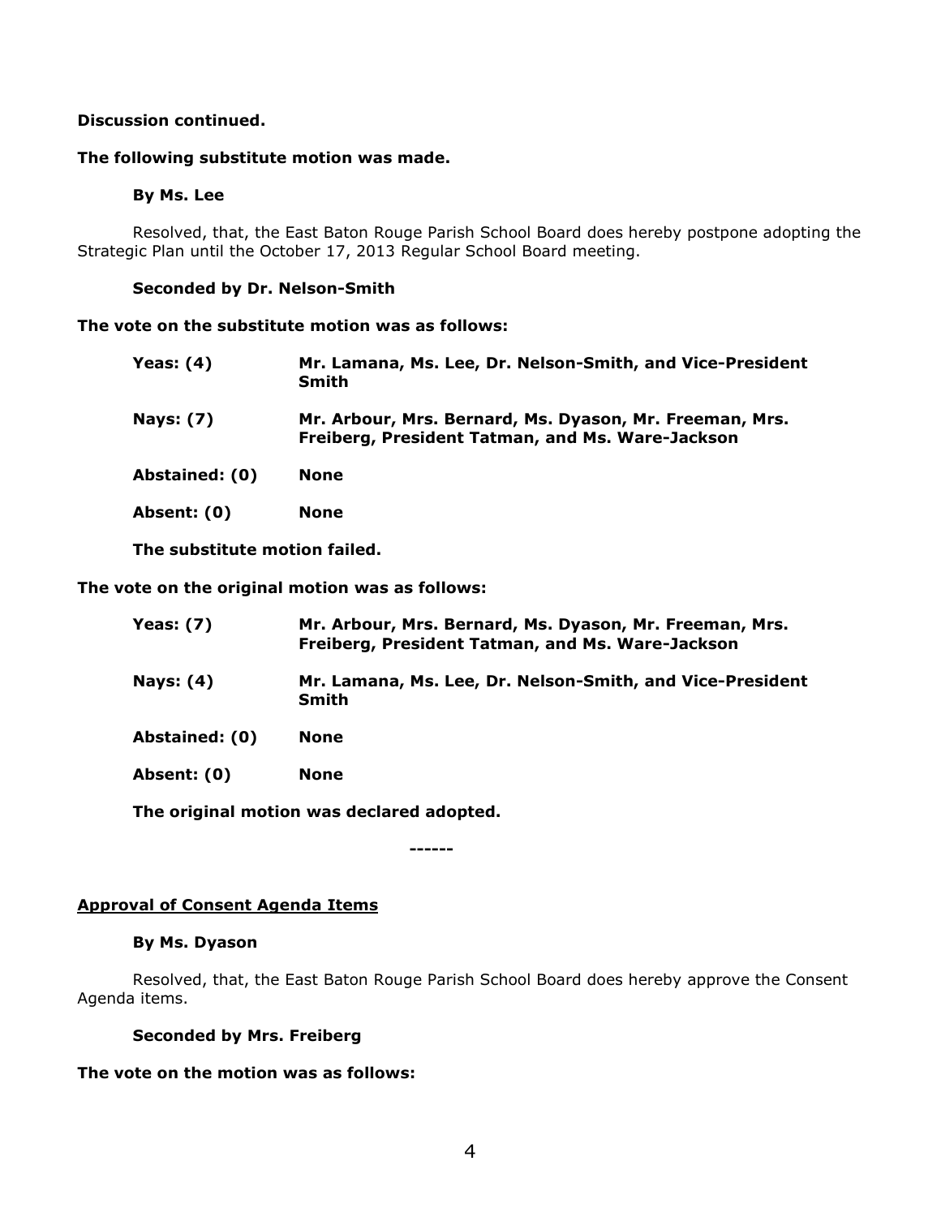**Discussion continued.**

**The following substitute motion was made.**

**By Ms. Lee**

Resolved, that, the East Baton Rouge Parish School Board does hereby postpone adopting the Strategic Plan until the October 17, 2013 Regular School Board meeting.

**Seconded by Dr. Nelson-Smith**

**The vote on the substitute motion was as follows:**

| | |
|---|---|
| **Yeas: (4)** | **Mr. Lamana, Ms. Lee, Dr. Nelson-Smith, and Vice-President Smith** |
| **Nays: (7)** | **Mr. Arbour, Mrs. Bernard, Ms. Dyason, Mr. Freeman, Mrs. Freiberg, President Tatman, and Ms. Ware-Jackson** |
| **Abstained: (0)** | **None** |
| **Absent: (0)** | **None** |

**The substitute motion failed.**

**The vote on the original motion was as follows:**

| | |
|---|---|
| **Yeas: (7)** | **Mr. Arbour, Mrs. Bernard, Ms. Dyason, Mr. Freeman, Mrs. Freiberg, President Tatman, and Ms. Ware-Jackson** |
| **Nays: (4)** | **Mr. Lamana, Ms. Lee, Dr. Nelson-Smith, and Vice-President Smith** |
| **Abstained: (0)** | **None** |
| **Absent: (0)** | **None** |

**The original motion was declared adopted.**

**------**

**Approval of Consent Agenda Items**

**By Ms. Dyason**

Resolved, that, the East Baton Rouge Parish School Board does hereby approve the Consent Agenda items.

**Seconded by Mrs. Freiberg**

**The vote on the motion was as follows:**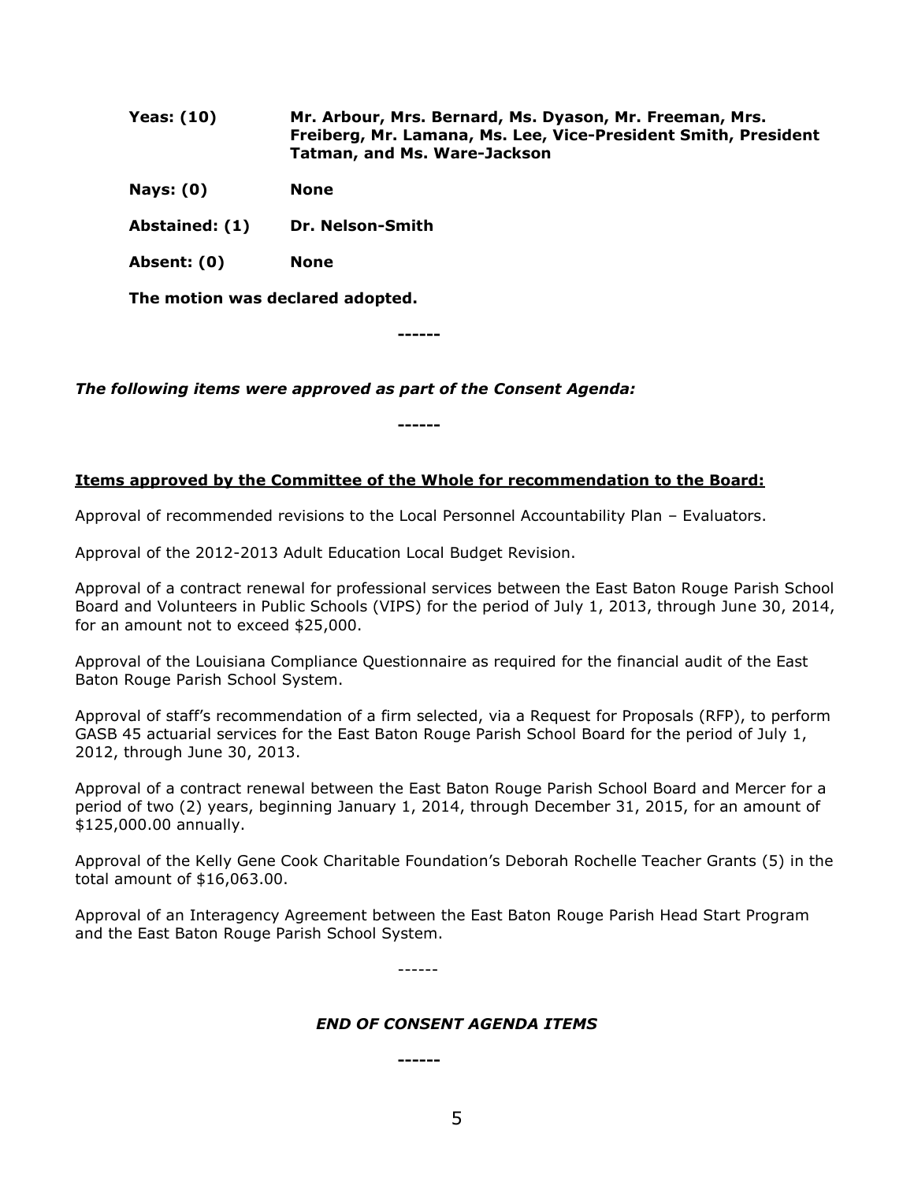| | |
|---|---|
| **Yeas: (10)** | **Mr. Arbour, Mrs. Bernard, Ms. Dyason, Mr. Freeman, Mrs. Freiberg, Mr. Lamana, Ms. Lee, Vice-President Smith, President Tatman, and Ms. Ware-Jackson** |
| **Nays: (0)** | **None** |
| **Abstained: (1)** | **Dr. Nelson-Smith** |
| **Absent: (0)** | **None** |

**The motion was declared adopted.**

**------**

***The following items were approved as part of the Consent Agenda:***

**------**

**Items approved by the Committee of the Whole for recommendation to the Board:**

Approval of recommended revisions to the Local Personnel Accountability Plan – Evaluators.

Approval of the 2012-2013 Adult Education Local Budget Revision.

Approval of a contract renewal for professional services between the East Baton Rouge Parish School Board and Volunteers in Public Schools (VIPS) for the period of July 1, 2013, through June 30, 2014, for an amount not to exceed $25,000.

Approval of the Louisiana Compliance Questionnaire as required for the financial audit of the East Baton Rouge Parish School System.

Approval of staff's recommendation of a firm selected, via a Request for Proposals (RFP), to perform GASB 45 actuarial services for the East Baton Rouge Parish School Board for the period of July 1, 2012, through June 30, 2013.

Approval of a contract renewal between the East Baton Rouge Parish School Board and Mercer for a period of two (2) years, beginning January 1, 2014, through December 31, 2015, for an amount of $125,000.00 annually.

Approval of the Kelly Gene Cook Charitable Foundation's Deborah Rochelle Teacher Grants (5) in the total amount of $16,063.00.

Approval of an Interagency Agreement between the East Baton Rouge Parish Head Start Program and the East Baton Rouge Parish School System.

------

***END OF CONSENT AGENDA ITEMS***

**------**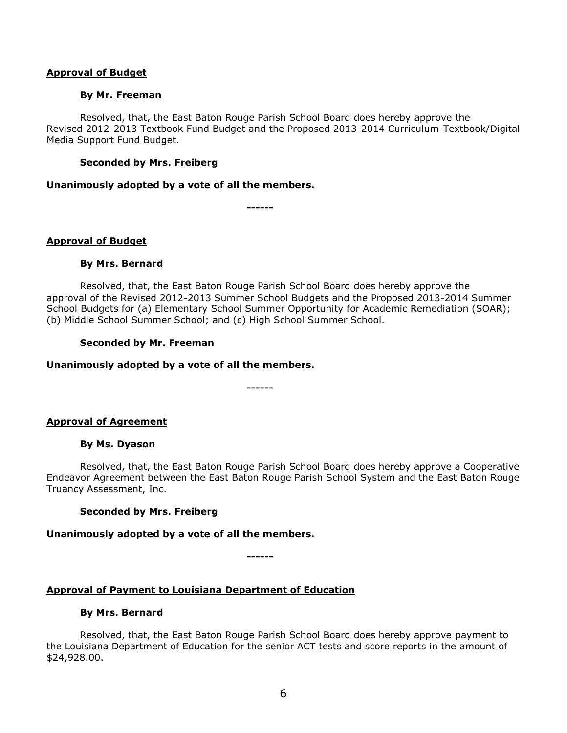**Approval of Budget**

**By Mr. Freeman**

Resolved, that, the East Baton Rouge Parish School Board does hereby approve the Revised 2012-2013 Textbook Fund Budget and the Proposed 2013-2014 Curriculum-Textbook/Digital Media Support Fund Budget.

**Seconded by Mrs. Freiberg**

**Unanimously adopted by a vote of all the members.**

------

**Approval of Budget**

**By Mrs. Bernard**

Resolved, that, the East Baton Rouge Parish School Board does hereby approve the approval of the Revised 2012-2013 Summer School Budgets and the Proposed 2013-2014 Summer School Budgets for (a) Elementary School Summer Opportunity for Academic Remediation (SOAR); (b) Middle School Summer School; and (c) High School Summer School.

**Seconded by Mr. Freeman**

**Unanimously adopted by a vote of all the members.**

------

**Approval of Agreement**

**By Ms. Dyason**

Resolved, that, the East Baton Rouge Parish School Board does hereby approve a Cooperative Endeavor Agreement between the East Baton Rouge Parish School System and the East Baton Rouge Truancy Assessment, Inc.

**Seconded by Mrs. Freiberg**

**Unanimously adopted by a vote of all the members.**

------

**Approval of Payment to Louisiana Department of Education**

**By Mrs. Bernard**

Resolved, that, the East Baton Rouge Parish School Board does hereby approve payment to the Louisiana Department of Education for the senior ACT tests and score reports in the amount of $24,928.00.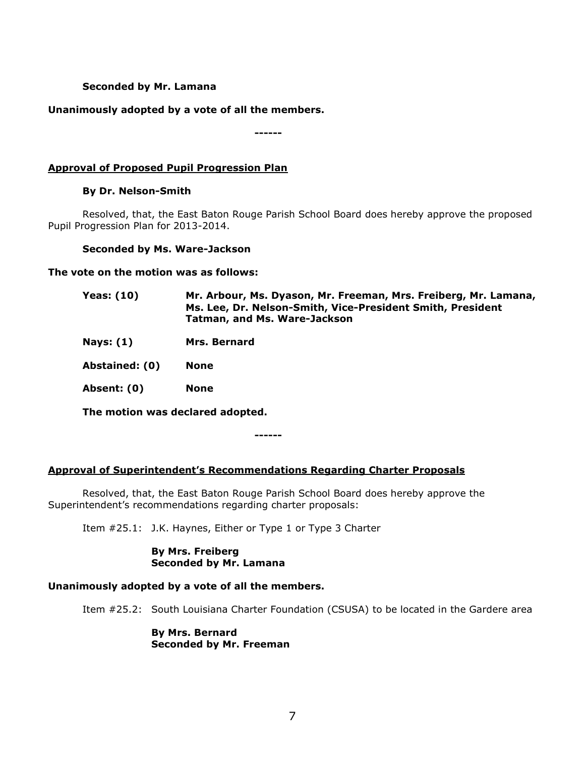**Seconded by Mr. Lamana**

**Unanimously adopted by a vote of all the members.**

**------**

**Approval of Proposed Pupil Progression Plan**

**By Dr. Nelson-Smith**

Resolved, that, the East Baton Rouge Parish School Board does hereby approve the proposed Pupil Progression Plan for 2013-2014.

**Seconded by Ms. Ware-Jackson**

**The vote on the motion was as follows:**

| | |
|---|---|
| **Yeas: (10)** | **Mr. Arbour, Ms. Dyason, Mr. Freeman, Mrs. Freiberg, Mr. Lamana, Ms. Lee, Dr. Nelson-Smith, Vice-President Smith, President Tatman, and Ms. Ware-Jackson** |
| **Nays: (1)** | **Mrs. Bernard** |
| **Abstained: (0)** | **None** |
| **Absent: (0)** | **None** |

**The motion was declared adopted.**

**------**

**Approval of Superintendent's Recommendations Regarding Charter Proposals**

Resolved, that, the East Baton Rouge Parish School Board does hereby approve the Superintendent's recommendations regarding charter proposals:

Item #25.1: J.K. Haynes, Either or Type 1 or Type 3 Charter

**By Mrs. Freiberg**
**Seconded by Mr. Lamana**

**Unanimously adopted by a vote of all the members.**

Item #25.2: South Louisiana Charter Foundation (CSUSA) to be located in the Gardere area

**By Mrs. Bernard**
**Seconded by Mr. Freeman**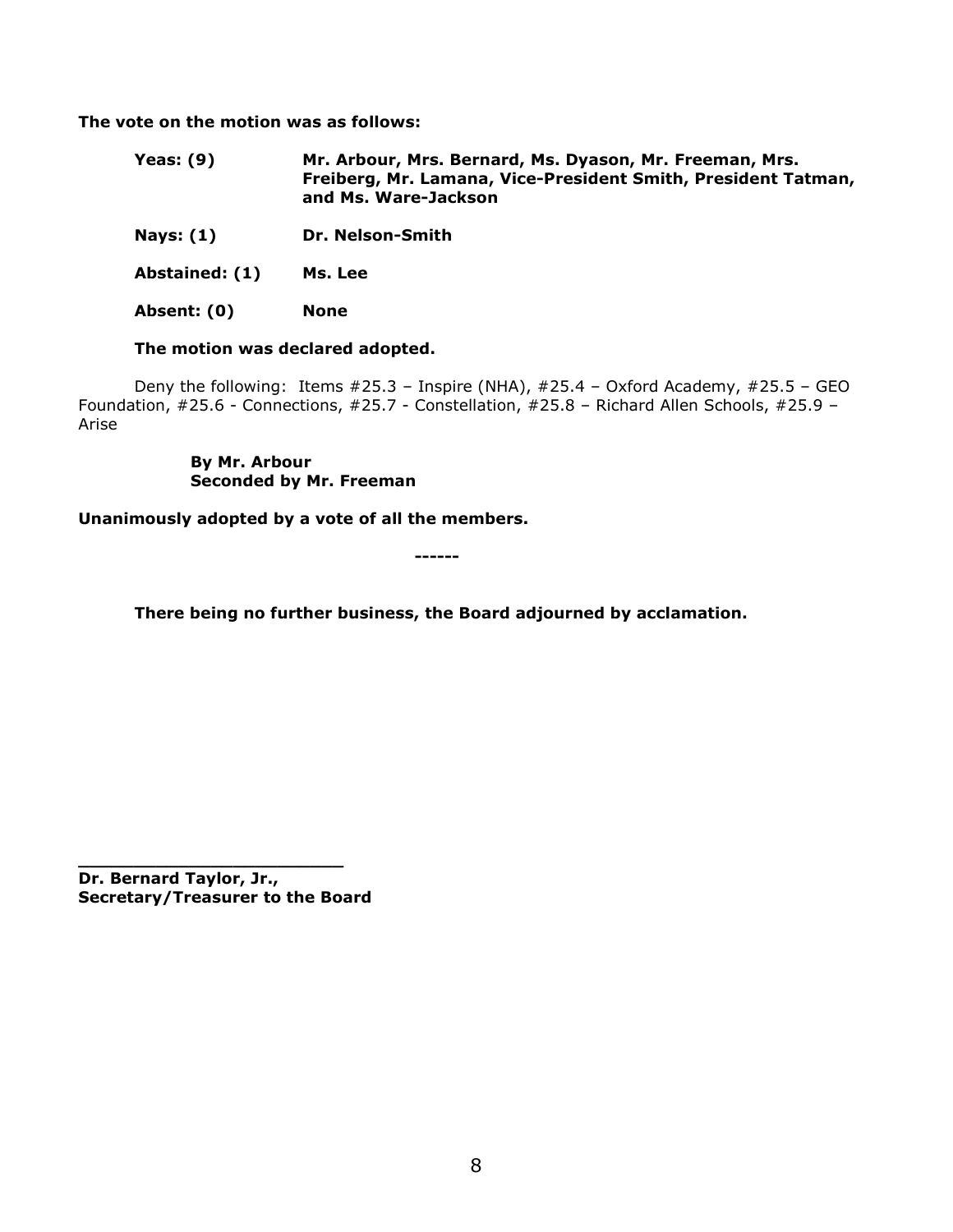**The vote on the motion was as follows:**

| | |
|---|---|
| **Yeas: (9)** | **Mr. Arbour, Mrs. Bernard, Ms. Dyason, Mr. Freeman, Mrs. Freiberg, Mr. Lamana, Vice-President Smith, President Tatman, and Ms. Ware-Jackson** |
| **Nays: (1)** | **Dr. Nelson-Smith** |
| **Abstained: (1)** | **Ms. Lee** |
| **Absent: (0)** | **None** |

**The motion was declared adopted.**

Deny the following: Items #25.3 – Inspire (NHA), #25.4 – Oxford Academy, #25.5 – GEO Foundation, #25.6 - Connections, #25.7 - Constellation, #25.8 – Richard Allen Schools, #25.9 – Arise

**By Mr. Arbour**
**Seconded by Mr. Freeman**

**Unanimously adopted by a vote of all the members.**

**------**

**There being no further business, the Board adjourned by acclamation.**

\_\_\_\_\_\_\_\_\_\_\_\_\_\_\_\_\_\_\_\_\_\_\_\_\_\_

**Dr. Bernard Taylor, Jr.,**
**Secretary/Treasurer to the Board**